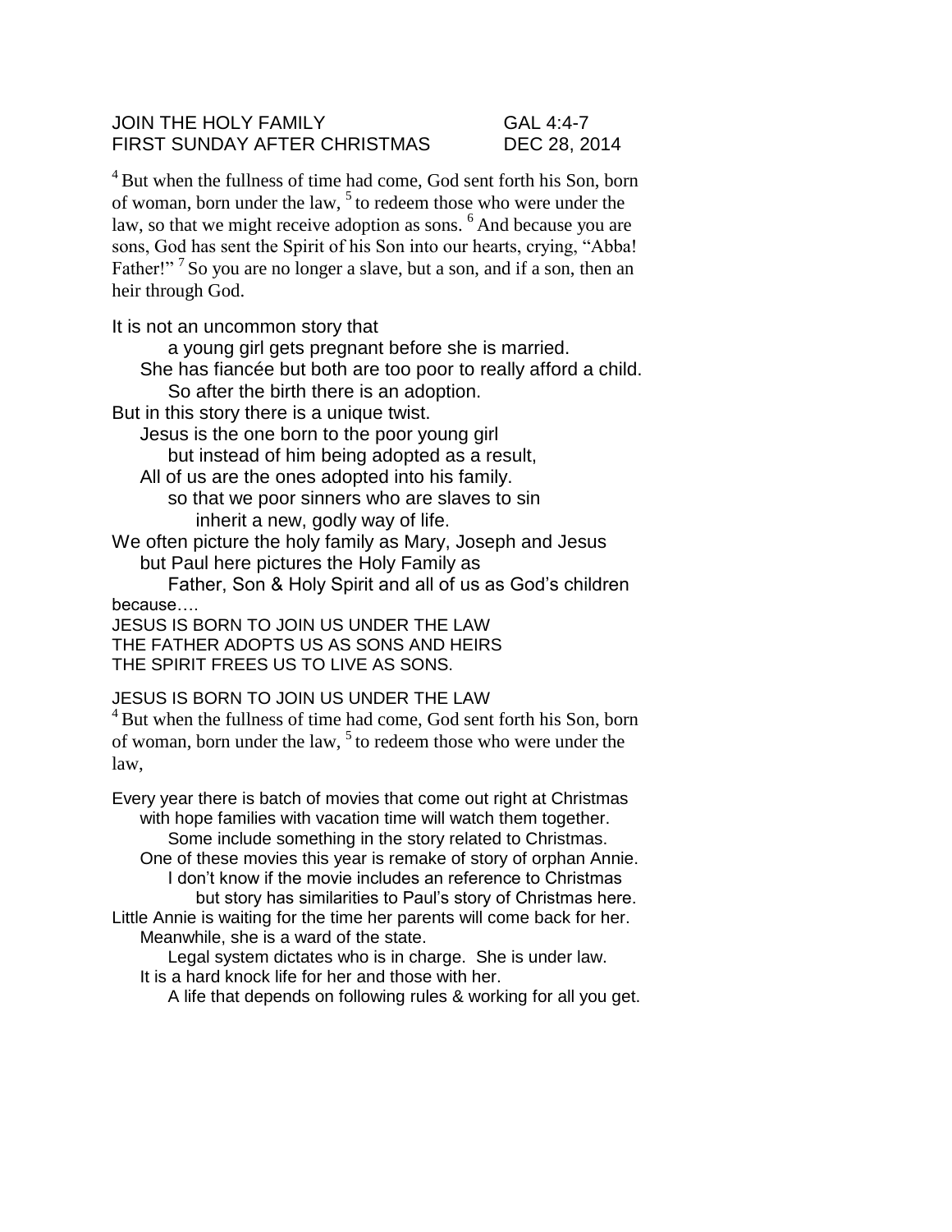JOIN THE HOLY FAMILY — GAL 4:4-7

FIRST SUNDAY AFTER CHRISTMAS — DEC 28, 2014

[4] But when the fullness of time had come, God sent forth his Son, born of woman, born under the law, [5] to redeem those who were under the law, so that we might receive adoption as sons. [6] And because you are sons, God has sent the Spirit of his Son into our hearts, crying, “Abba! Father!” [7] So you are no longer a slave, but a son, and if a son, then an heir through God.

It is not an uncommon story that
a young girl gets pregnant before she is married.
She has fiancée but both are too poor to really afford a child.
So after the birth there is an adoption.
But in this story there is a unique twist.
Jesus is the one born to the poor young girl
but instead of him being adopted as a result,
All of us are the ones adopted into his family.
so that we poor sinners who are slaves to sin
inherit a new, godly way of life.
We often picture the holy family as Mary, Joseph and Jesus
but Paul here pictures the Holy Family as
Father, Son & Holy Spirit and all of us as God’s children
because….

JESUS IS BORN TO JOIN US UNDER THE LAW
THE FATHER ADOPTS US AS SONS AND HEIRS
THE SPIRIT FREES US TO LIVE AS SONS.

JESUS IS BORN TO JOIN US UNDER THE LAW

[4] But when the fullness of time had come, God sent forth his Son, born of woman, born under the law, [5] to redeem those who were under the law,

Every year there is batch of movies that come out right at Christmas
with hope families with vacation time will watch them together.
Some include something in the story related to Christmas.
One of these movies this year is remake of story of orphan Annie.
I don’t know if the movie includes an reference to Christmas
but story has similarities to Paul’s story of Christmas here.
Little Annie is waiting for the time her parents will come back for her.
Meanwhile, she is a ward of the state.
Legal system dictates who is in charge. She is under law.
It is a hard knock life for her and those with her.
A life that depends on following rules & working for all you get.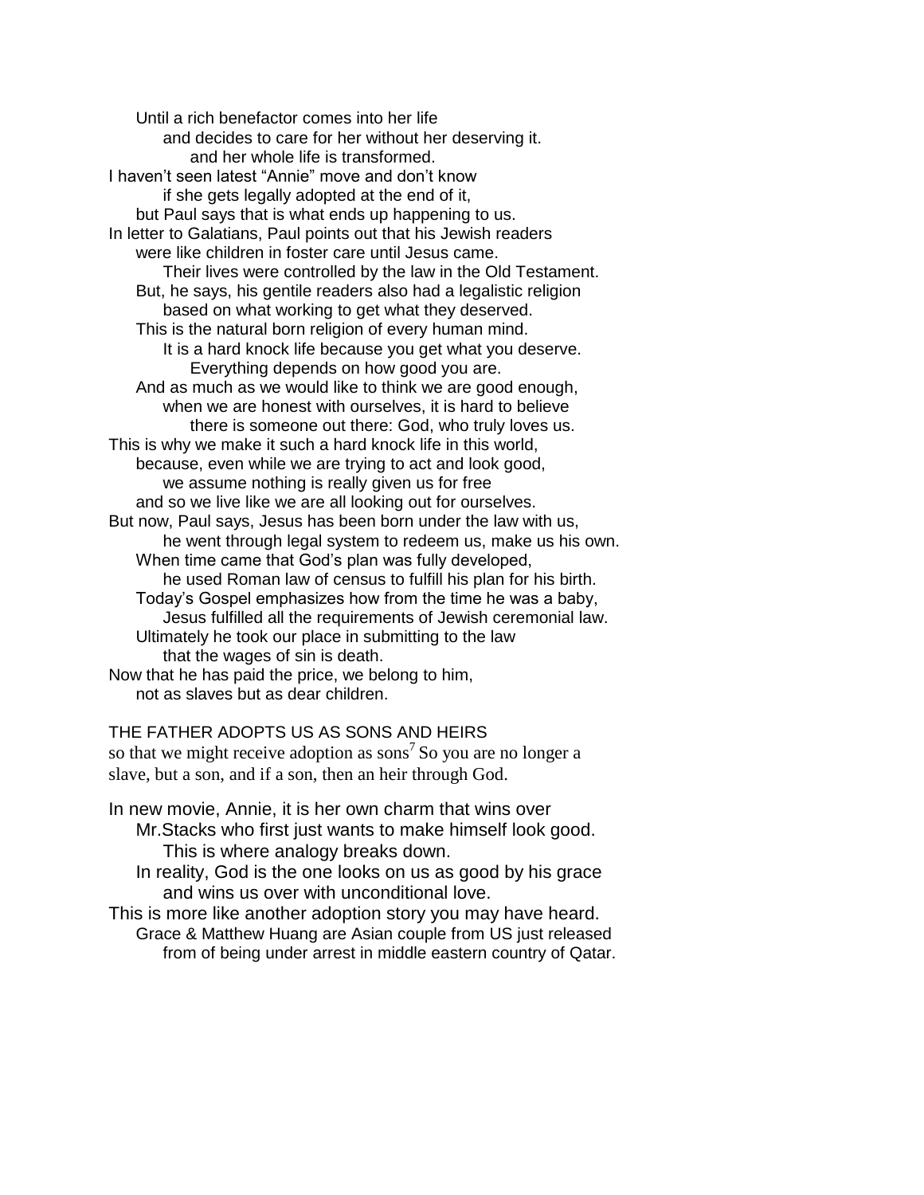Until a rich benefactor comes into her life
and decides to care for her without her deserving it.
and her whole life is transformed.
I haven't seen latest "Annie" move and don't know
if she gets legally adopted at the end of it,
but Paul says that is what ends up happening to us.
In letter to Galatians, Paul points out that his Jewish readers
were like children in foster care until Jesus came.
Their lives were controlled by the law in the Old Testament.
But, he says, his gentile readers also had a legalistic religion
based on what working to get what they deserved.
This is the natural born religion of every human mind.
It is a hard knock life because you get what you deserve.
Everything depends on how good you are.
And as much as we would like to think we are good enough,
when we are honest with ourselves, it is hard to believe
there is someone out there: God, who truly loves us.
This is why we make it such a hard knock life in this world,
because, even while we are trying to act and look good,
we assume nothing is really given us for free
and so we live like we are all looking out for ourselves.
But now, Paul says, Jesus has been born under the law with us,
he went through legal system to redeem us, make us his own.
When time came that God's plan was fully developed,
he used Roman law of census to fulfill his plan for his birth.
Today's Gospel emphasizes how from the time he was a baby,
Jesus fulfilled all the requirements of Jewish ceremonial law.
Ultimately he took our place in submitting to the law
that the wages of sin is death.
Now that he has paid the price, we belong to him,
not as slaves but as dear children.

THE FATHER ADOPTS US AS SONS AND HEIRS

so that we might receive adoption as sons[7] So you are no longer a slave, but a son, and if a son, then an heir through God.

In new movie, Annie, it is her own charm that wins over
Mr.Stacks who first just wants to make himself look good.
This is where analogy breaks down.
In reality, God is the one looks on us as good by his grace
and wins us over with unconditional love.
This is more like another adoption story you may have heard.
Grace & Matthew Huang are Asian couple from US just released
from of being under arrest in middle eastern country of Qatar.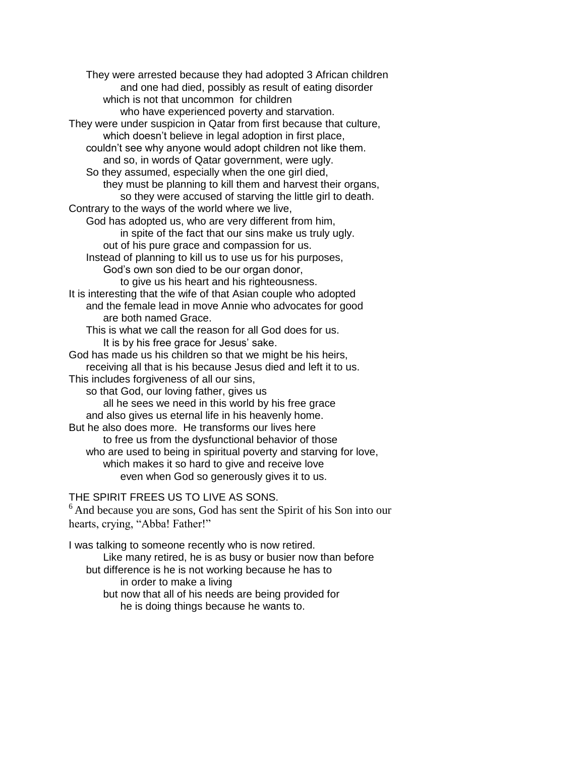They were arrested because they had adopted 3 African children
and one had died, possibly as result of eating disorder
which is not that uncommon for children
who have experienced poverty and starvation.
They were under suspicion in Qatar from first because that culture,
which doesn't believe in legal adoption in first place,
couldn't see why anyone would adopt children not like them.
and so, in words of Qatar government, were ugly.
So they assumed, especially when the one girl died,
they must be planning to kill them and harvest their organs,
so they were accused of starving the little girl to death.
Contrary to the ways of the world where we live,
God has adopted us, who are very different from him,
in spite of the fact that our sins make us truly ugly.
out of his pure grace and compassion for us.
Instead of planning to kill us to use us for his purposes,
God's own son died to be our organ donor,
to give us his heart and his righteousness.
It is interesting that the wife of that Asian couple who adopted
and the female lead in move Annie who advocates for good
are both named Grace.
This is what we call the reason for all God does for us.
It is by his free grace for Jesus' sake.
God has made us his children so that we might be his heirs,
receiving all that is his because Jesus died and left it to us.
This includes forgiveness of all our sins,
so that God, our loving father, gives us
all he sees we need in this world by his free grace
and also gives us eternal life in his heavenly home.
But he also does more. He transforms our lives here
to free us from the dysfunctional behavior of those
who are used to being in spiritual poverty and starving for love,
which makes it so hard to give and receive love
even when God so generously gives it to us.

THE SPIRIT FREES US TO LIVE AS SONS.

[6] And because you are sons, God has sent the Spirit of his Son into our hearts, crying, "Abba! Father!"

I was talking to someone recently who is now retired.
Like many retired, he is as busy or busier now than before
but difference is he is not working because he has to
in order to make a living
but now that all of his needs are being provided for
he is doing things because he wants to.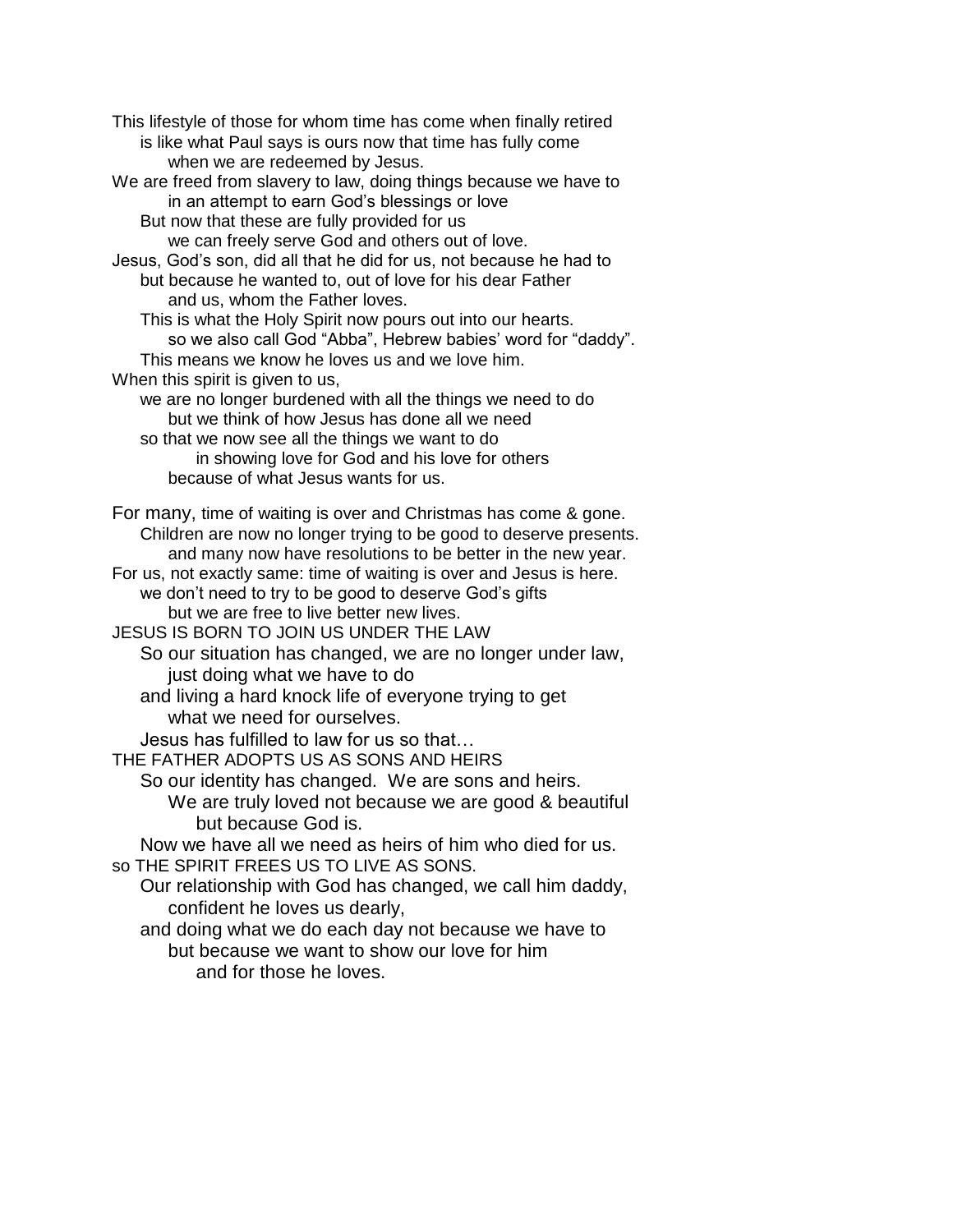This lifestyle of those for whom time has come when finally retired
is like what Paul says is ours now that time has fully come
when we are redeemed by Jesus.

We are freed from slavery to law, doing things because we have to
in an attempt to earn God's blessings or love
But now that these are fully provided for us
we can freely serve God and others out of love.

Jesus, God's son, did all that he did for us, not because he had to
but because he wanted to, out of love for his dear Father
and us, whom the Father loves.
This is what the Holy Spirit now pours out into our hearts.
so we also call God "Abba", Hebrew babies' word for "daddy".
This means we know he loves us and we love him.

When this spirit is given to us,
we are no longer burdened with all the things we need to do
but we think of how Jesus has done all we need
so that we now see all the things we want to do
in showing love for God and his love for others
because of what Jesus wants for us.

For many, time of waiting is over and Christmas has come & gone.
Children are now no longer trying to be good to deserve presents.
and many now have resolutions to be better in the new year.

For us, not exactly same: time of waiting is over and Jesus is here.
we don't need to try to be good to deserve God's gifts
but we are free to live better new lives.

JESUS IS BORN TO JOIN US UNDER THE LAW

So our situation has changed, we are no longer under law,
just doing what we have to do
and living a hard knock life of everyone trying to get
what we need for ourselves.
Jesus has fulfilled to law for us so that…

THE FATHER ADOPTS US AS SONS AND HEIRS

So our identity has changed. We are sons and heirs.
We are truly loved not because we are good & beautiful
but because God is.
Now we have all we need as heirs of him who died for us.

so THE SPIRIT FREES US TO LIVE AS SONS.

Our relationship with God has changed, we call him daddy,
confident he loves us dearly,
and doing what we do each day not because we have to
but because we want to show our love for him
and for those he loves.